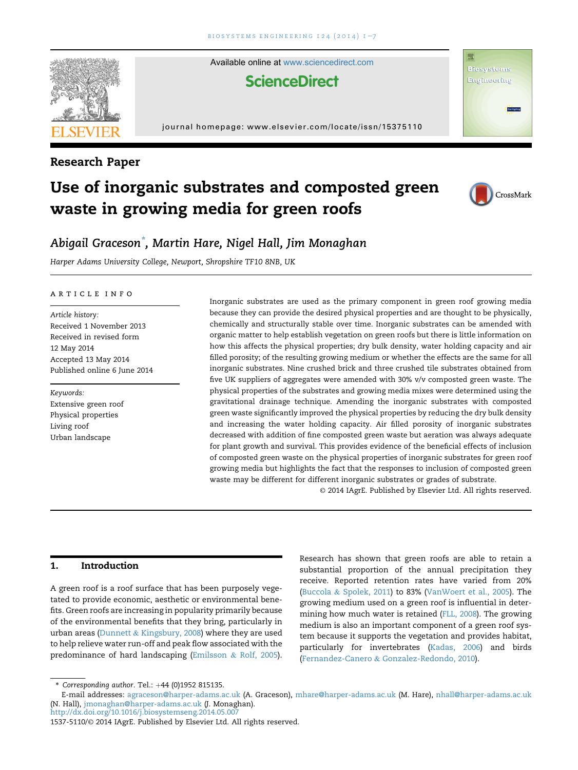## Research Paper

# Use of inorganic substrates and composted green waste in growing media for green roofs

*Abigail Graceson\*, Martin Hare, Nigel Hall, Jim Monaghan*

*Harper Adams University College, Newport, Shropshire TF10 8NB, UK*

**ARTICLE INFO**

*Article history:*
Received 1 November 2013
Received in revised form
12 May 2014
Accepted 13 May 2014
Published online 6 June 2014

*Keywords:*
Extensive green roof
Physical properties
Living roof
Urban landscape

Inorganic substrates are used as the primary component in green roof growing media because they can provide the desired physical properties and are thought to be physically, chemically and structurally stable over time. Inorganic substrates can be amended with organic matter to help establish vegetation on green roofs but there is little information on how this affects the physical properties; dry bulk density, water holding capacity and air filled porosity; of the resulting growing medium or whether the effects are the same for all inorganic substrates. Nine crushed brick and three crushed tile substrates obtained from five UK suppliers of aggregates were amended with 30% v/v composted green waste. The physical properties of the substrates and growing media mixes were determined using the gravitational drainage technique. Amending the inorganic substrates with composted green waste significantly improved the physical properties by reducing the dry bulk density and increasing the water holding capacity. Air filled porosity of inorganic substrates decreased with addition of fine composted green waste but aeration was always adequate for plant growth and survival. This provides evidence of the beneficial effects of inclusion of composted green waste on the physical properties of inorganic substrates for green roof growing media but highlights the fact that the responses to inclusion of composted green waste may be different for different inorganic substrates or grades of substrate.

© 2014 IAgrE. Published by Elsevier Ltd. All rights reserved.

## 1. Introduction

A green roof is a roof surface that has been purposely vegetated to provide economic, aesthetic or environmental benefits. Green roofs are increasing in popularity primarily because of the environmental benefits that they bring, particularly in urban areas (Dunnett & Kingsbury, 2008) where they are used to help relieve water run-off and peak flow associated with the predominance of hard landscaping (Emilsson & Rolf, 2005).

Research has shown that green roofs are able to retain a substantial proportion of the annual precipitation they receive. Reported retention rates have varied from 20% (Buccola & Spolek, 2011) to 83% (VanWoert et al., 2005). The growing medium used on a green roof is influential in determining how much water is retained (FLL, 2008). The growing medium is also an important component of a green roof system because it supports the vegetation and provides habitat, particularly for invertebrates (Kadas, 2006) and birds (Fernandez-Canero & Gonzalez-Redondo, 2010).

\* Corresponding author. Tel.: +44 (0)1952 815135.
E-mail addresses: agraceson@harper-adams.ac.uk (A. Graceson), mhare@harper-adams.ac.uk (M. Hare), nhall@harper-adams.ac.uk (N. Hall), jmonaghan@harper-adams.ac.uk (J. Monaghan).
http://dx.doi.org/10.1016/j.biosystemseng.2014.05.007
1537-5110/© 2014 IAgrE. Published by Elsevier Ltd. All rights reserved.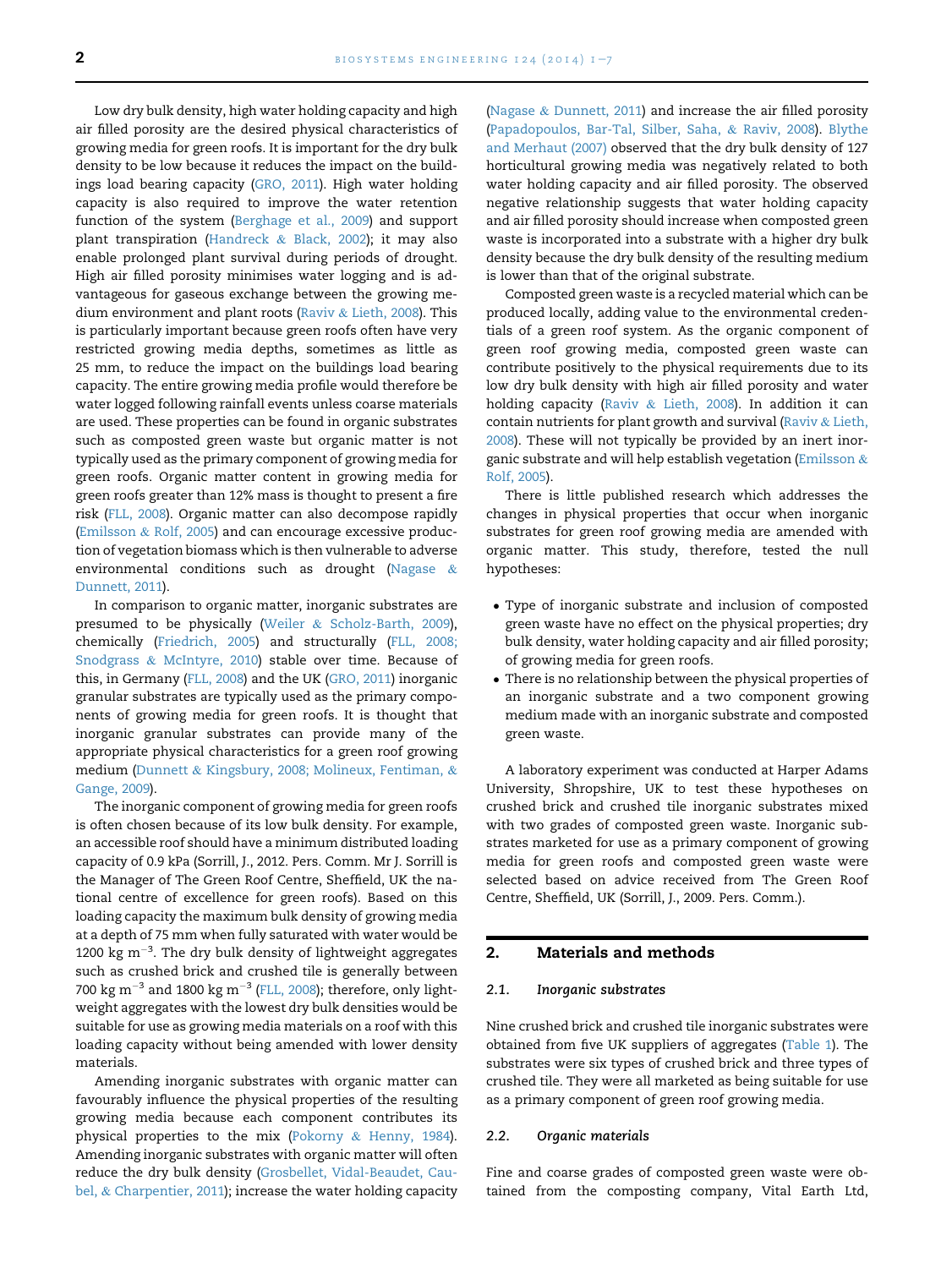Low dry bulk density, high water holding capacity and high air filled porosity are the desired physical characteristics of growing media for green roofs. It is important for the dry bulk density to be low because it reduces the impact on the buildings load bearing capacity (GRO, 2011). High water holding capacity is also required to improve the water retention function of the system (Berghage et al., 2009) and support plant transpiration (Handreck & Black, 2002); it may also enable prolonged plant survival during periods of drought. High air filled porosity minimises water logging and is advantageous for gaseous exchange between the growing medium environment and plant roots (Raviv & Lieth, 2008). This is particularly important because green roofs often have very restricted growing media depths, sometimes as little as 25 mm, to reduce the impact on the buildings load bearing capacity. The entire growing media profile would therefore be water logged following rainfall events unless coarse materials are used. These properties can be found in organic substrates such as composted green waste but organic matter is not typically used as the primary component of growing media for green roofs. Organic matter content in growing media for green roofs greater than 12% mass is thought to present a fire risk (FLL, 2008). Organic matter can also decompose rapidly (Emilsson & Rolf, 2005) and can encourage excessive production of vegetation biomass which is then vulnerable to adverse environmental conditions such as drought (Nagase & Dunnett, 2011).

In comparison to organic matter, inorganic substrates are presumed to be physically (Weiler & Scholz-Barth, 2009), chemically (Friedrich, 2005) and structurally (FLL, 2008; Snodgrass & McIntyre, 2010) stable over time. Because of this, in Germany (FLL, 2008) and the UK (GRO, 2011) inorganic granular substrates are typically used as the primary components of growing media for green roofs. It is thought that inorganic granular substrates can provide many of the appropriate physical characteristics for a green roof growing medium (Dunnett & Kingsbury, 2008; Molineux, Fentiman, & Gange, 2009).

The inorganic component of growing media for green roofs is often chosen because of its low bulk density. For example, an accessible roof should have a minimum distributed loading capacity of 0.9 kPa (Sorrill, J., 2012. Pers. Comm. Mr J. Sorrill is the Manager of The Green Roof Centre, Sheffield, UK the national centre of excellence for green roofs). Based on this loading capacity the maximum bulk density of growing media at a depth of 75 mm when fully saturated with water would be 1200 kg $m^{-3}$. The dry bulk density of lightweight aggregates such as crushed brick and crushed tile is generally between 700 kg $m^{-3}$ and 1800 kg $m^{-3}$ (FLL, 2008); therefore, only lightweight aggregates with the lowest dry bulk densities would be suitable for use as growing media materials on a roof with this loading capacity without being amended with lower density materials.

Amending inorganic substrates with organic matter can favourably influence the physical properties of the resulting growing media because each component contributes its physical properties to the mix (Pokorny & Henny, 1984). Amending inorganic substrates with organic matter will often reduce the dry bulk density (Grosbellet, Vidal-Beaudet, Caubel, & Charpentier, 2011); increase the water holding capacity (Nagase & Dunnett, 2011) and increase the air filled porosity (Papadopoulos, Bar-Tal, Silber, Saha, & Raviv, 2008). Blythe and Merhaut (2007) observed that the dry bulk density of 127 horticultural growing media was negatively related to both water holding capacity and air filled porosity. The observed negative relationship suggests that water holding capacity and air filled porosity should increase when composted green waste is incorporated into a substrate with a higher dry bulk density because the dry bulk density of the resulting medium is lower than that of the original substrate.

Composted green waste is a recycled material which can be produced locally, adding value to the environmental credentials of a green roof system. As the organic component of green roof growing media, composted green waste can contribute positively to the physical requirements due to its low dry bulk density with high air filled porosity and water holding capacity (Raviv & Lieth, 2008). In addition it can contain nutrients for plant growth and survival (Raviv & Lieth, 2008). These will not typically be provided by an inert inorganic substrate and will help establish vegetation (Emilsson & Rolf, 2005).

There is little published research which addresses the changes in physical properties that occur when inorganic substrates for green roof growing media are amended with organic matter. This study, therefore, tested the null hypotheses:

- Type of inorganic substrate and inclusion of composted green waste have no effect on the physical properties; dry bulk density, water holding capacity and air filled porosity; of growing media for green roofs.
- There is no relationship between the physical properties of an inorganic substrate and a two component growing medium made with an inorganic substrate and composted green waste.

A laboratory experiment was conducted at Harper Adams University, Shropshire, UK to test these hypotheses on crushed brick and crushed tile inorganic substrates mixed with two grades of composted green waste. Inorganic substrates marketed for use as a primary component of growing media for green roofs and composted green waste were selected based on advice received from The Green Roof Centre, Sheffield, UK (Sorrill, J., 2009. Pers. Comm.).

## 2. Materials and methods

### 2.1. Inorganic substrates

Nine crushed brick and crushed tile inorganic substrates were obtained from five UK suppliers of aggregates (Table 1). The substrates were six types of crushed brick and three types of crushed tile. They were all marketed as being suitable for use as a primary component of green roof growing media.

### 2.2. Organic materials

Fine and coarse grades of composted green waste were obtained from the composting company, Vital Earth Ltd,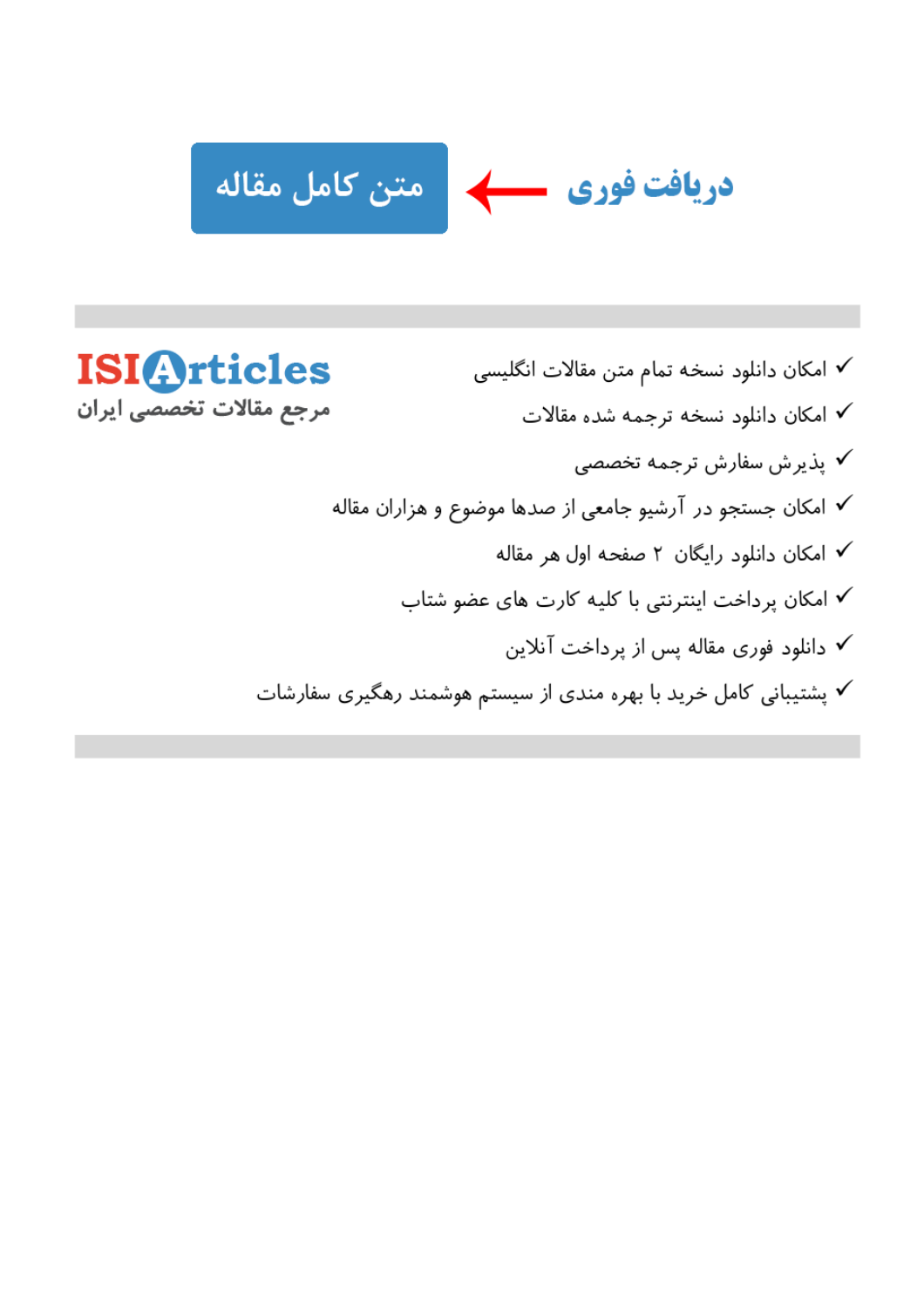دریافت فوری ← **متن کامل مقاله**

**ISIArticles**

مرجع مقالات تخصصی ایران

- ✓ امکان دانلود نسخه تمام متن مقالات انگلیسی
- ✓ امکان دانلود نسخه ترجمه شده مقالات
- ✓ پذیرش سفارش ترجمه تخصصی
- ✓ امکان جستجو در آرشیو جامعی از صدها موضوع و هزاران مقاله
- ✓ امکان دانلود رایگان ۲ صفحه اول هر مقاله
- ✓ امکان پرداخت اینترنتی با کلیه کارت های عضو شتاب
- ✓ دانلود فوری مقاله پس از پرداخت آنلاین
- ✓ پشتیبانی کامل خرید با بهره مندی از سیستم هوشمند رهگیری سفارشات